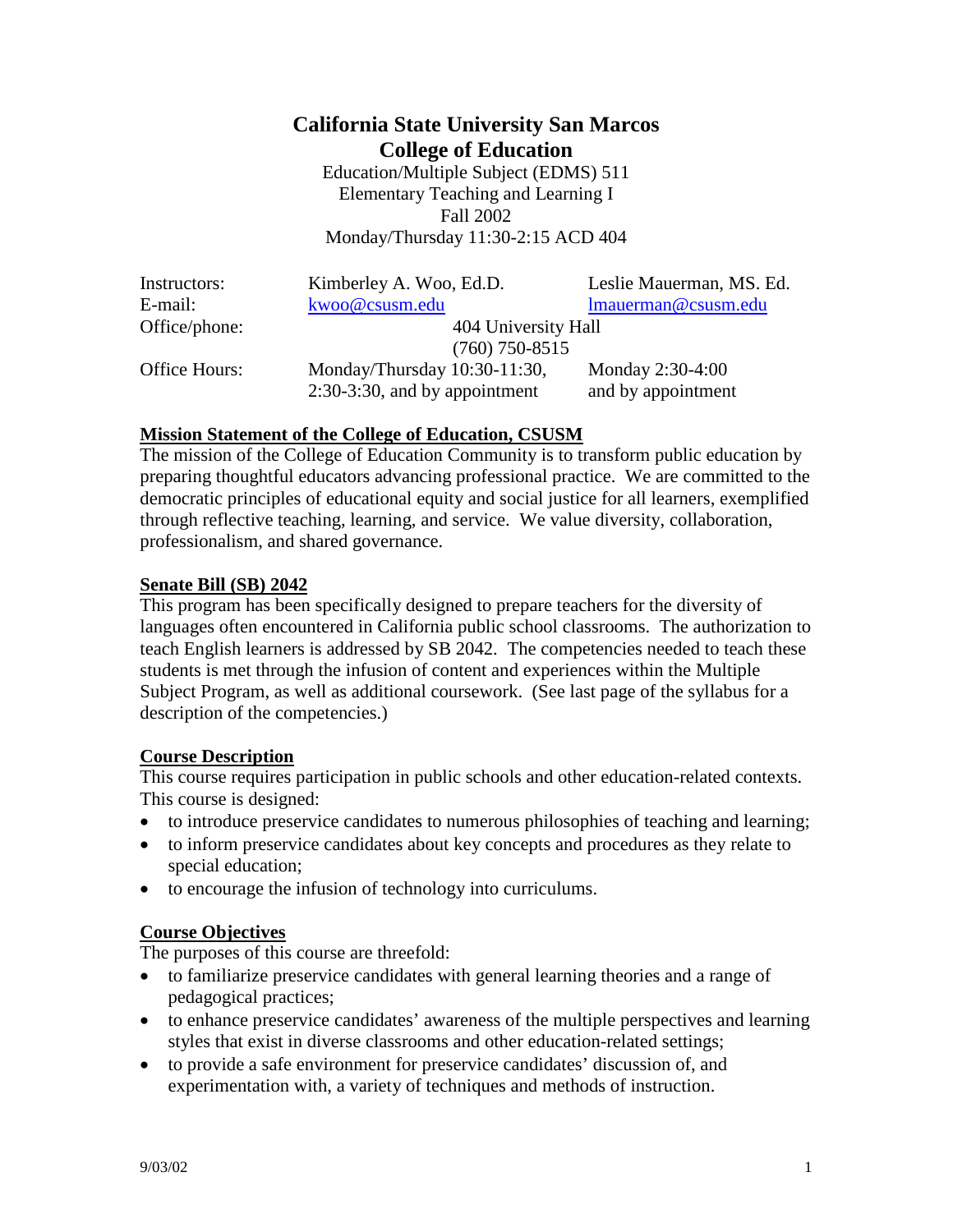# California State University San Marcos
# College of Education

Education/Multiple Subject (EDMS) 511
Elementary Teaching and Learning I
Fall 2002
Monday/Thursday 11:30-2:15 ACD 404

| | | |
|---|---|---|
| Instructors: | Kimberley A. Woo, Ed.D. | Leslie Mauerman, MS. Ed. |
| E-mail: | kwoo@csusm.edu | lmauerman@csusm.edu |
| Office/phone: | 404 University Hall<br>(760) 750-8515 | |
| Office Hours: | Monday/Thursday 10:30-11:30, 2:30-3:30, and by appointment | Monday 2:30-4:00 and by appointment |

**Mission Statement of the College of Education, CSUSM**

The mission of the College of Education Community is to transform public education by preparing thoughtful educators advancing professional practice. We are committed to the democratic principles of educational equity and social justice for all learners, exemplified through reflective teaching, learning, and service. We value diversity, collaboration, professionalism, and shared governance.

**Senate Bill (SB) 2042**

This program has been specifically designed to prepare teachers for the diversity of languages often encountered in California public school classrooms. The authorization to teach English learners is addressed by SB 2042. The competencies needed to teach these students is met through the infusion of content and experiences within the Multiple Subject Program, as well as additional coursework. (See last page of the syllabus for a description of the competencies.)

**Course Description**

This course requires participation in public schools and other education-related contexts. This course is designed:

- to introduce preservice candidates to numerous philosophies of teaching and learning;
- to inform preservice candidates about key concepts and procedures as they relate to special education;
- to encourage the infusion of technology into curriculums.

**Course Objectives**

The purposes of this course are threefold:

- to familiarize preservice candidates with general learning theories and a range of pedagogical practices;
- to enhance preservice candidates' awareness of the multiple perspectives and learning styles that exist in diverse classrooms and other education-related settings;
- to provide a safe environment for preservice candidates' discussion of, and experimentation with, a variety of techniques and methods of instruction.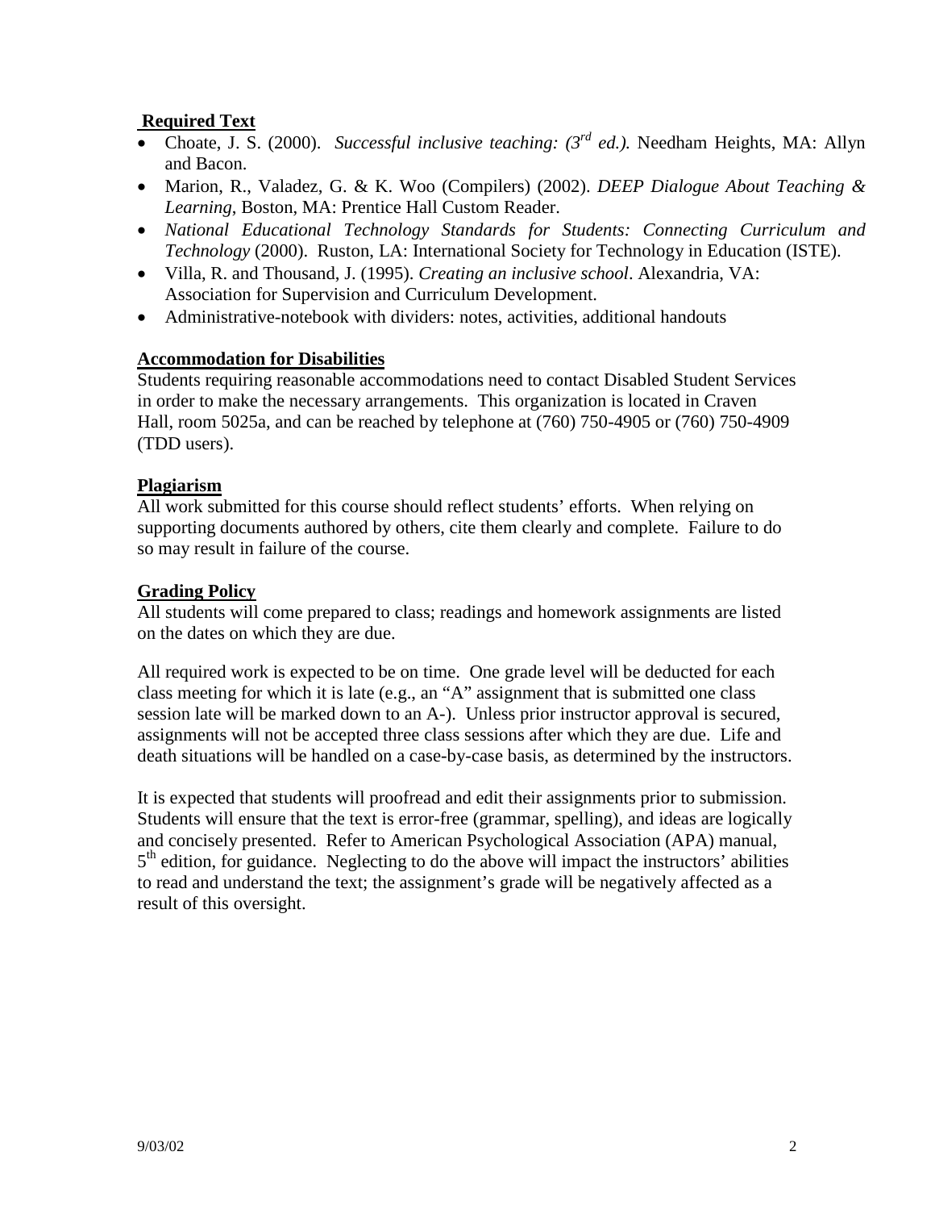## Required Text

- Choate, J. S. (2000). *Successful inclusive teaching: (3rd ed.).* Needham Heights, MA: Allyn and Bacon.
- Marion, R., Valadez, G. & K. Woo (Compilers) (2002). *DEEP Dialogue About Teaching & Learning*, Boston, MA: Prentice Hall Custom Reader.
- *National Educational Technology Standards for Students: Connecting Curriculum and Technology* (2000). Ruston, LA: International Society for Technology in Education (ISTE).
- Villa, R. and Thousand, J. (1995). *Creating an inclusive school*. Alexandria, VA: Association for Supervision and Curriculum Development.
- Administrative-notebook with dividers: notes, activities, additional handouts

## Accommodation for Disabilities

Students requiring reasonable accommodations need to contact Disabled Student Services in order to make the necessary arrangements. This organization is located in Craven Hall, room 5025a, and can be reached by telephone at (760) 750-4905 or (760) 750-4909 (TDD users).

## Plagiarism

All work submitted for this course should reflect students' efforts. When relying on supporting documents authored by others, cite them clearly and complete. Failure to do so may result in failure of the course.

## Grading Policy

All students will come prepared to class; readings and homework assignments are listed on the dates on which they are due.

All required work is expected to be on time. One grade level will be deducted for each class meeting for which it is late (e.g., an "A" assignment that is submitted one class session late will be marked down to an A-). Unless prior instructor approval is secured, assignments will not be accepted three class sessions after which they are due. Life and death situations will be handled on a case-by-case basis, as determined by the instructors.

It is expected that students will proofread and edit their assignments prior to submission. Students will ensure that the text is error-free (grammar, spelling), and ideas are logically and concisely presented. Refer to American Psychological Association (APA) manual, 5th edition, for guidance. Neglecting to do the above will impact the instructors' abilities to read and understand the text; the assignment's grade will be negatively affected as a result of this oversight.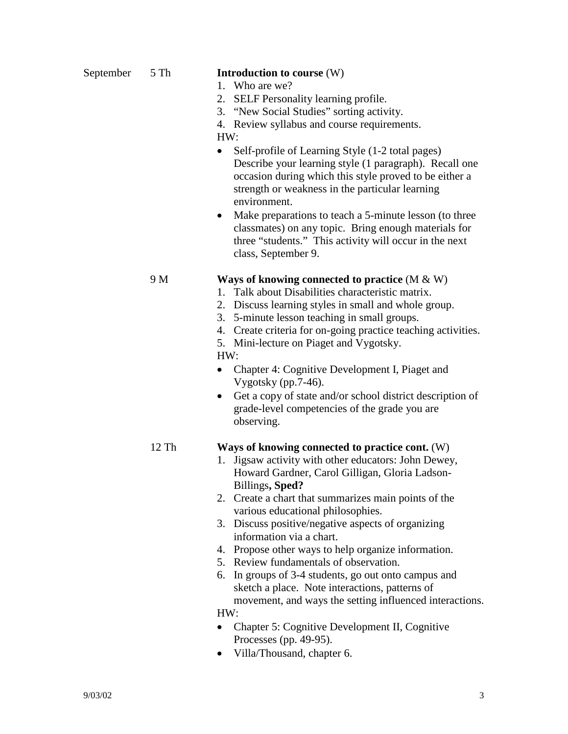September 5 Th

**Introduction to course** (W)

1. Who are we?
2. SELF Personality learning profile.
3. "New Social Studies" sorting activity.
4. Review syllabus and course requirements.

HW:

- Self-profile of Learning Style (1-2 total pages) Describe your learning style (1 paragraph). Recall one occasion during which this style proved to be either a strength or weakness in the particular learning environment.
- Make preparations to teach a 5-minute lesson (to three classmates) on any topic. Bring enough materials for three "students." This activity will occur in the next class, September 9.

9 M

**Ways of knowing connected to practice** (M & W)

1. Talk about Disabilities characteristic matrix.
2. Discuss learning styles in small and whole group.
3. 5-minute lesson teaching in small groups.
4. Create criteria for on-going practice teaching activities.
5. Mini-lecture on Piaget and Vygotsky.

HW:

- Chapter 4: Cognitive Development I, Piaget and Vygotsky (pp.7-46).
- Get a copy of state and/or school district description of grade-level competencies of the grade you are observing.

12 Th

**Ways of knowing connected to practice cont.** (W)

1. Jigsaw activity with other educators: John Dewey, Howard Gardner, Carol Gilligan, Gloria Ladson-Billings**, Sped?**
2. Create a chart that summarizes main points of the various educational philosophies.
3. Discuss positive/negative aspects of organizing information via a chart.
4. Propose other ways to help organize information.
5. Review fundamentals of observation.
6. In groups of 3-4 students, go out onto campus and sketch a place. Note interactions, patterns of movement, and ways the setting influenced interactions.

HW:

- Chapter 5: Cognitive Development II, Cognitive Processes (pp. 49-95).
- Villa/Thousand, chapter 6.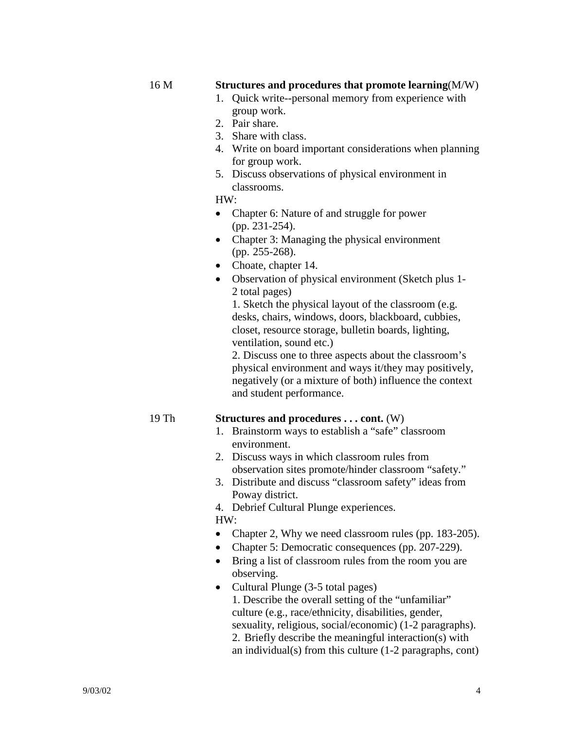16 M **Structures and procedures that promote learning**(M/W)

1. Quick write--personal memory from experience with group work.
2. Pair share.
3. Share with class.
4. Write on board important considerations when planning for group work.
5. Discuss observations of physical environment in classrooms.

HW:

- Chapter 6: Nature of and struggle for power (pp. 231-254).
- Chapter 3: Managing the physical environment (pp. 255-268).
- Choate, chapter 14.
- Observation of physical environment (Sketch plus 1-2 total pages)
  1. Sketch the physical layout of the classroom (e.g. desks, chairs, windows, doors, blackboard, cubbies, closet, resource storage, bulletin boards, lighting, ventilation, sound etc.)
  2. Discuss one to three aspects about the classroom's physical environment and ways it/they may positively, negatively (or a mixture of both) influence the context and student performance.

19 Th **Structures and procedures . . . cont.** (W)

1. Brainstorm ways to establish a "safe" classroom environment.
2. Discuss ways in which classroom rules from observation sites promote/hinder classroom "safety."
3. Distribute and discuss "classroom safety" ideas from Poway district.
4. Debrief Cultural Plunge experiences.

HW:

- Chapter 2, Why we need classroom rules (pp. 183-205).
- Chapter 5: Democratic consequences (pp. 207-229).
- Bring a list of classroom rules from the room you are observing.
- Cultural Plunge (3-5 total pages)
  1. Describe the overall setting of the "unfamiliar" culture (e.g., race/ethnicity, disabilities, gender, sexuality, religious, social/economic) (1-2 paragraphs).
  2. Briefly describe the meaningful interaction(s) with an individual(s) from this culture (1-2 paragraphs, cont)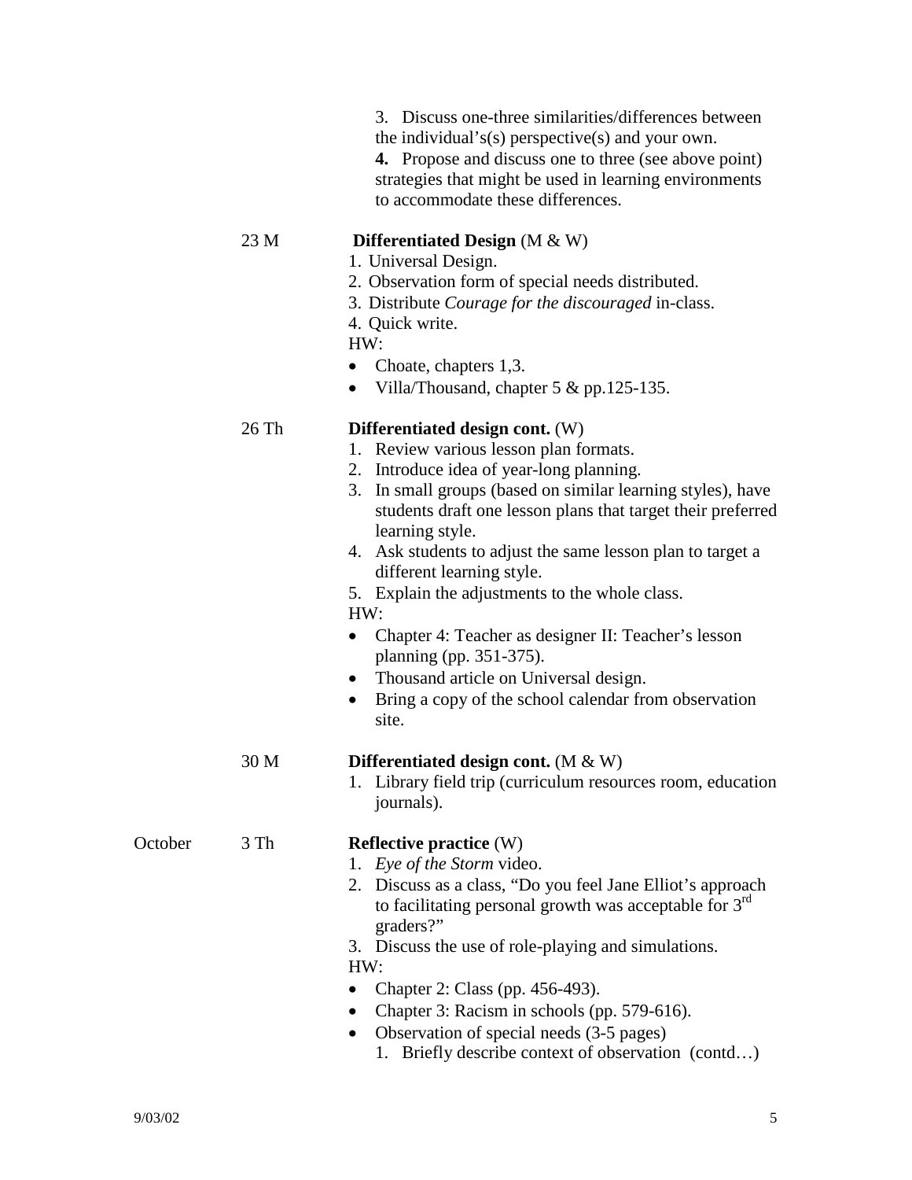3. Discuss one-three similarities/differences between the individual's(s) perspective(s) and your own.
**4.** Propose and discuss one to three (see above point) strategies that might be used in learning environments to accommodate these differences.

**23 M** **Differentiated Design** (M & W)

1. Universal Design.
2. Observation form of special needs distributed.
3. Distribute *Courage for the discouraged* in-class.
4. Quick write.

HW:

- Choate, chapters 1,3.
- Villa/Thousand, chapter 5 & pp.125-135.

**26 Th** **Differentiated design cont.** (W)

1. Review various lesson plan formats.
2. Introduce idea of year-long planning.
3. In small groups (based on similar learning styles), have students draft one lesson plans that target their preferred learning style.
4. Ask students to adjust the same lesson plan to target a different learning style.
5. Explain the adjustments to the whole class.

HW:

- Chapter 4: Teacher as designer II: Teacher's lesson planning (pp. 351-375).
- Thousand article on Universal design.
- Bring a copy of the school calendar from observation site.

**30 M** **Differentiated design cont.** (M & W)

1. Library field trip (curriculum resources room, education journals).

**October 3 Th** **Reflective practice** (W)

1. *Eye of the Storm* video.
2. Discuss as a class, "Do you feel Jane Elliot's approach to facilitating personal growth was acceptable for 3rd graders?"
3. Discuss the use of role-playing and simulations.

HW:

- Chapter 2: Class (pp. 456-493).
- Chapter 3: Racism in schools (pp. 579-616).
- Observation of special needs (3-5 pages)
  1. Briefly describe context of observation (contd…)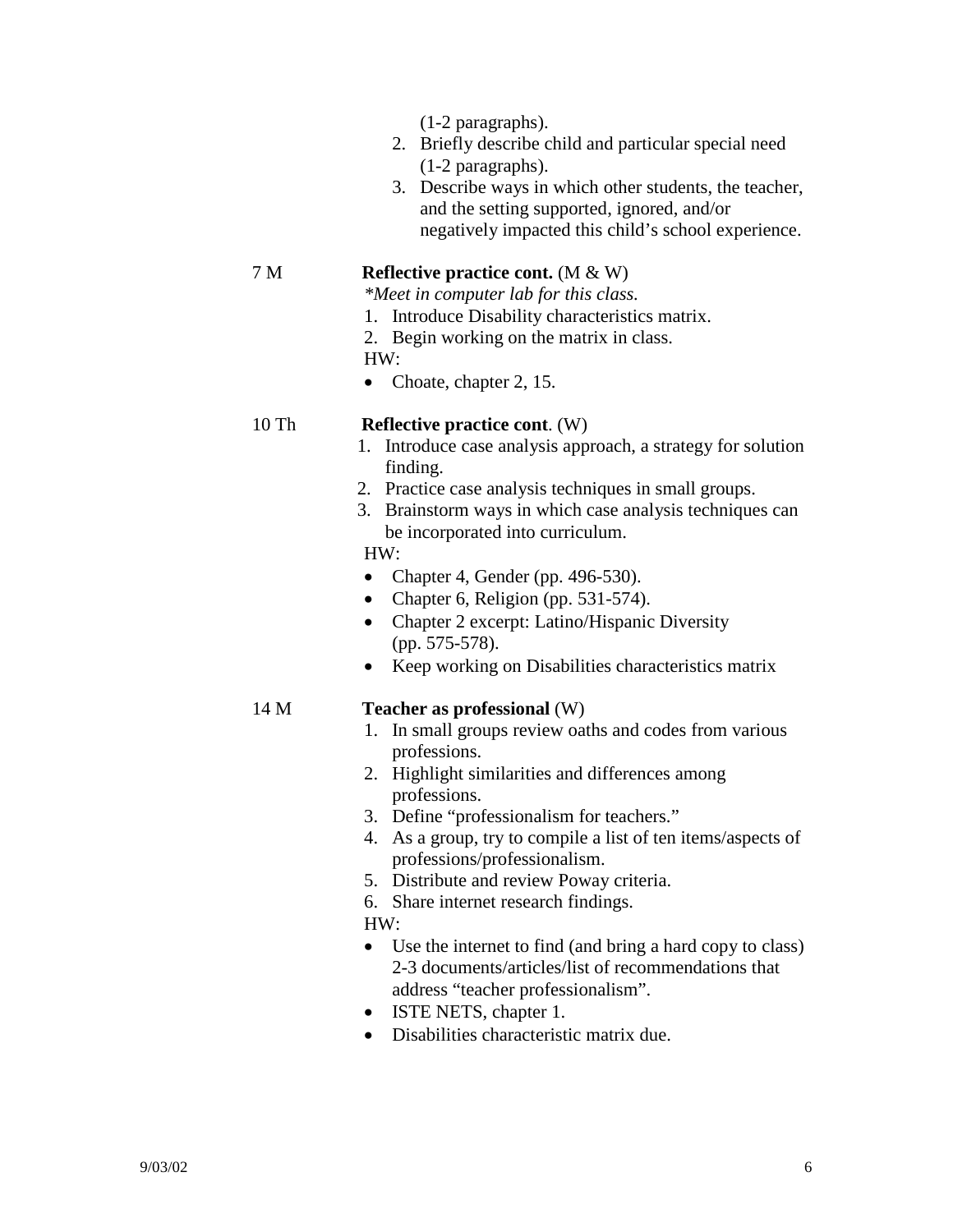(1-2 paragraphs).

2. Briefly describe child and particular special need (1-2 paragraphs).
3. Describe ways in which other students, the teacher, and the setting supported, ignored, and/or negatively impacted this child's school experience.

7 M **Reflective practice cont.** (M & W)

*\*Meet in computer lab for this class.*

1. Introduce Disability characteristics matrix.
2. Begin working on the matrix in class.

HW:

- Choate, chapter 2, 15.

10 Th **Reflective practice cont**. (W)

1. Introduce case analysis approach, a strategy for solution finding.
2. Practice case analysis techniques in small groups.
3. Brainstorm ways in which case analysis techniques can be incorporated into curriculum.

HW:

- Chapter 4, Gender (pp. 496-530).
- Chapter 6, Religion (pp. 531-574).
- Chapter 2 excerpt: Latino/Hispanic Diversity (pp. 575-578).
- Keep working on Disabilities characteristics matrix

14 M **Teacher as professional** (W)

1. In small groups review oaths and codes from various professions.
2. Highlight similarities and differences among professions.
3. Define "professionalism for teachers."
4. As a group, try to compile a list of ten items/aspects of professions/professionalism.
5. Distribute and review Poway criteria.
6. Share internet research findings.

HW:

- Use the internet to find (and bring a hard copy to class) 2-3 documents/articles/list of recommendations that address "teacher professionalism".
- ISTE NETS, chapter 1.
- Disabilities characteristic matrix due.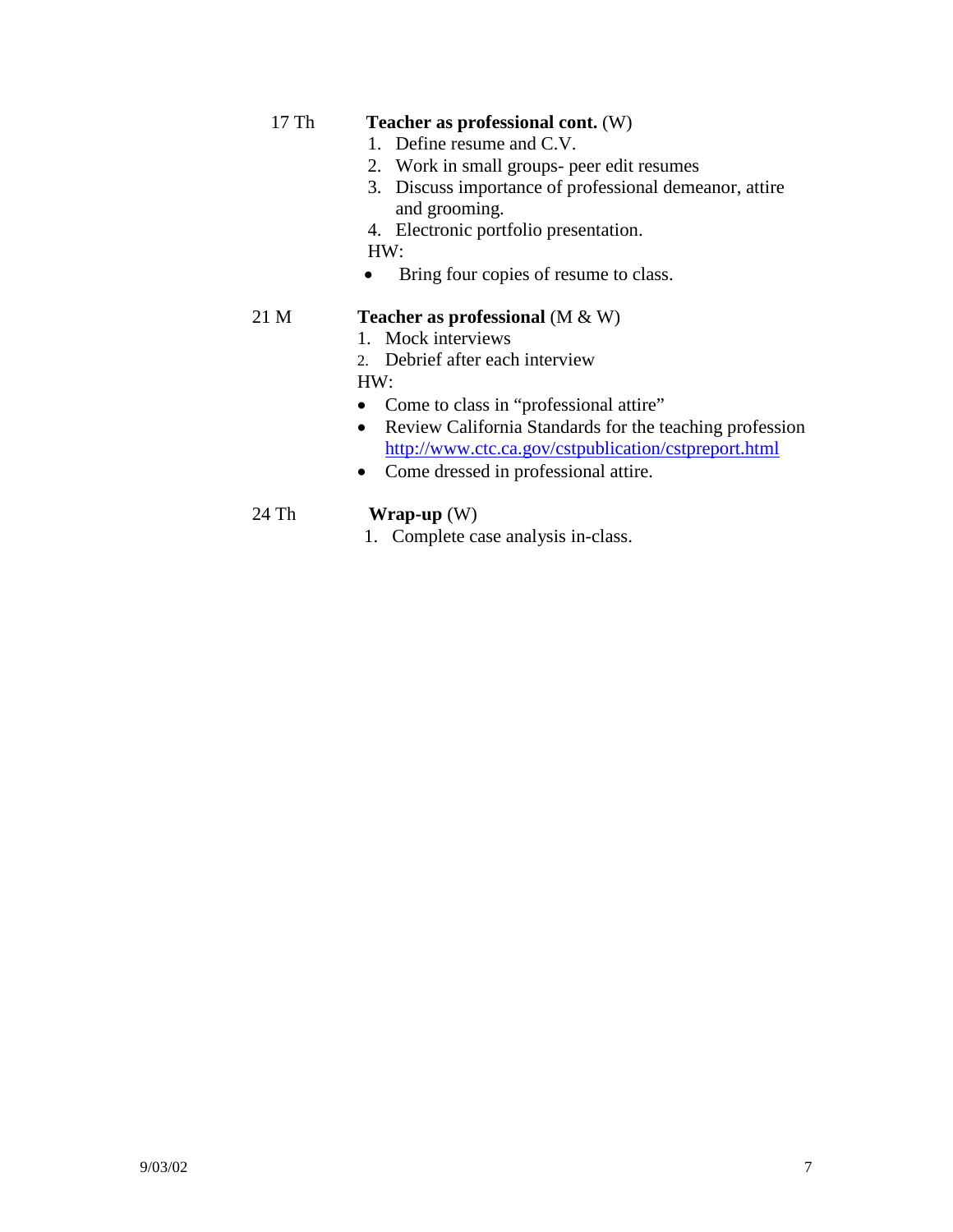17 Th **Teacher as professional cont.** (W)

1. Define resume and C.V.
2. Work in small groups- peer edit resumes
3. Discuss importance of professional demeanor, attire and grooming.
4. Electronic portfolio presentation.

HW:

- Bring four copies of resume to class.

21 M **Teacher as professional** (M & W)

1. Mock interviews
2. Debrief after each interview

HW:

- Come to class in "professional attire"
- Review California Standards for the teaching profession http://www.ctc.ca.gov/cstpublication/cstpreport.html
- Come dressed in professional attire.

24 Th **Wrap-up** (W)

1. Complete case analysis in-class.

9/03/02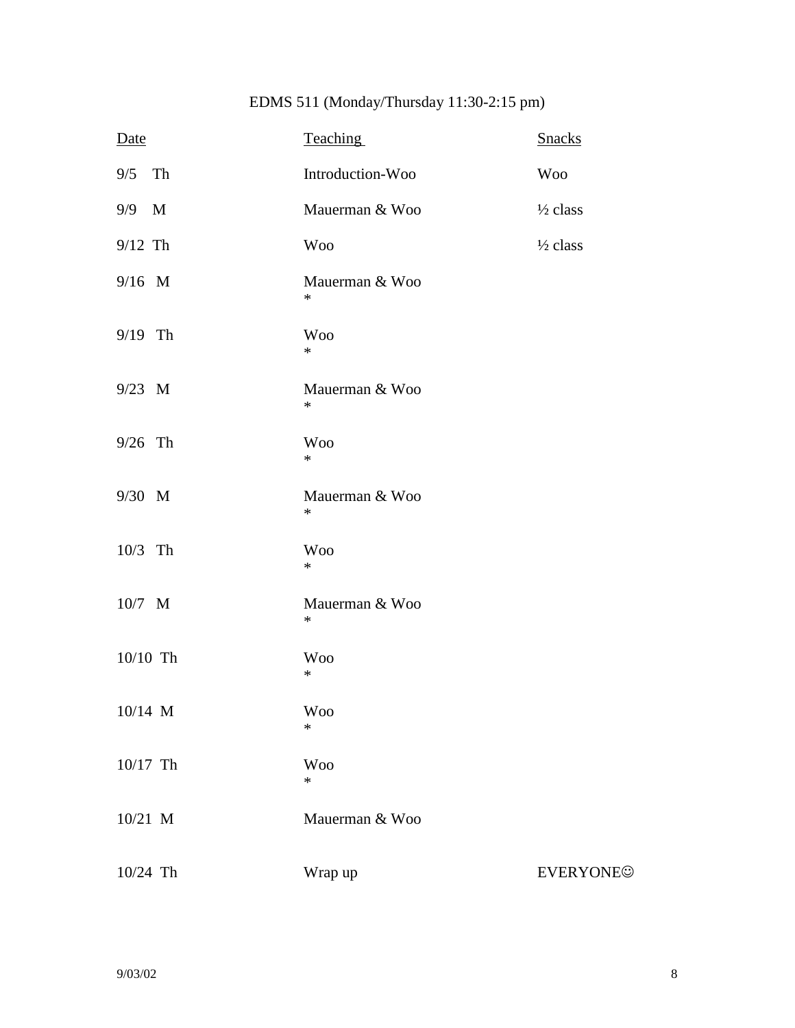EDMS 511 (Monday/Thursday 11:30-2:15 pm)

| Date | Teaching | Snacks |
| --- | --- | --- |
| 9/5 Th | Introduction-Woo | Woo |
| 9/9 M | Mauerman & Woo | ½ class |
| 9/12 Th | Woo | ½ class |
| 9/16 M | Mauerman & Woo<br>* | |
| 9/19 Th | Woo<br>* | |
| 9/23 M | Mauerman & Woo<br>* | |
| 9/26 Th | Woo<br>* | |
| 9/30 M | Mauerman & Woo<br>* | |
| 10/3 Th | Woo<br>* | |
| 10/7 M | Mauerman & Woo<br>* | |
| 10/10 Th | Woo<br>* | |
| 10/14 M | Woo<br>* | |
| 10/17 Th | Woo<br>* | |
| 10/21 M | Mauerman & Woo | |
| 10/24 Th | Wrap up | EVERYONE☺ |

9/03/02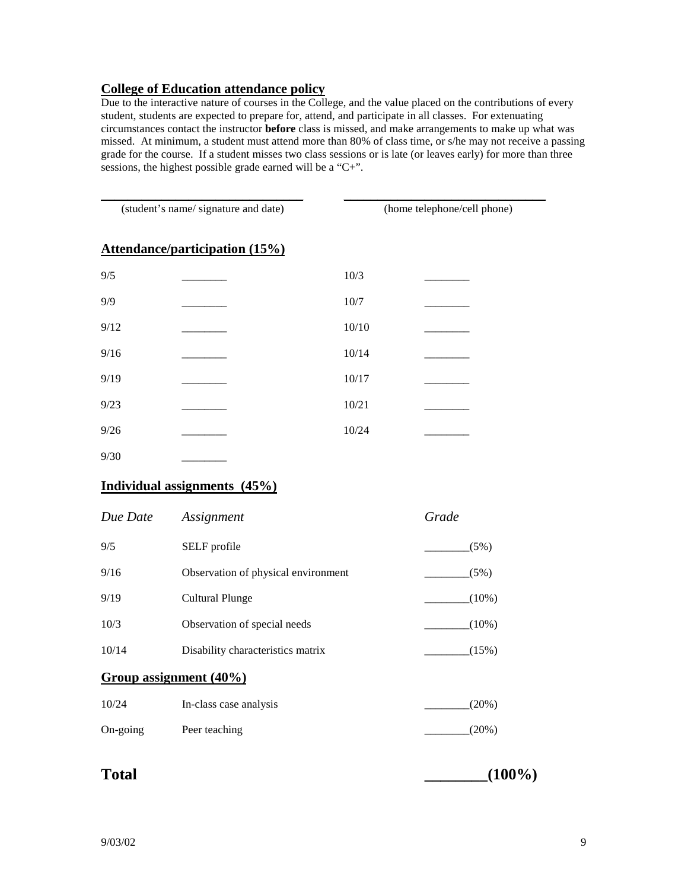## College of Education attendance policy

Due to the interactive nature of courses in the College, and the value placed on the contributions of every student, students are expected to prepare for, attend, and participate in all classes. For extenuating circumstances contact the instructor **before** class is missed, and make arrangements to make up what was missed. At minimum, a student must attend more than 80% of class time, or s/he may not receive a passing grade for the course. If a student misses two class sessions or is late (or leaves early) for more than three sessions, the highest possible grade earned will be a "C+".

\_\_\_\_\_\_\_\_\_\_\_\_\_\_\_\_\_\_\_\_\_\_\_\_\_\_\_\_\_\_ (student's name/ signature and date)

\_\_\_\_\_\_\_\_\_\_\_\_\_\_\_\_\_\_\_\_\_\_\_\_\_\_\_\_\_\_ (home telephone/cell phone)

## Attendance/participation (15%)

| | | | |
|---|---|---|---|
| 9/5 | ________ | 10/3 | ________ |
| 9/9 | ________ | 10/7 | ________ |
| 9/12 | ________ | 10/10 | ________ |
| 9/16 | ________ | 10/14 | ________ |
| 9/19 | ________ | 10/17 | ________ |
| 9/23 | ________ | 10/21 | ________ |
| 9/26 | ________ | 10/24 | ________ |
| 9/30 | ________ | | |

## Individual assignments (45%)

| *Due Date* | *Assignment* | *Grade* |
|---|---|---|
| 9/5 | SELF profile | ________(5%) |
| 9/16 | Observation of physical environment | ________(5%) |
| 9/19 | Cultural Plunge | ________(10%) |
| 10/3 | Observation of special needs | ________(10%) |
| 10/14 | Disability characteristics matrix | ________(15%) |

## Group assignment (40%)

| | | |
|---|---|---|
| 10/24 | In-class case analysis | ________(20%) |
| On-going | Peer teaching | ________(20%) |

**Total** **________(100%)**

9/03/02